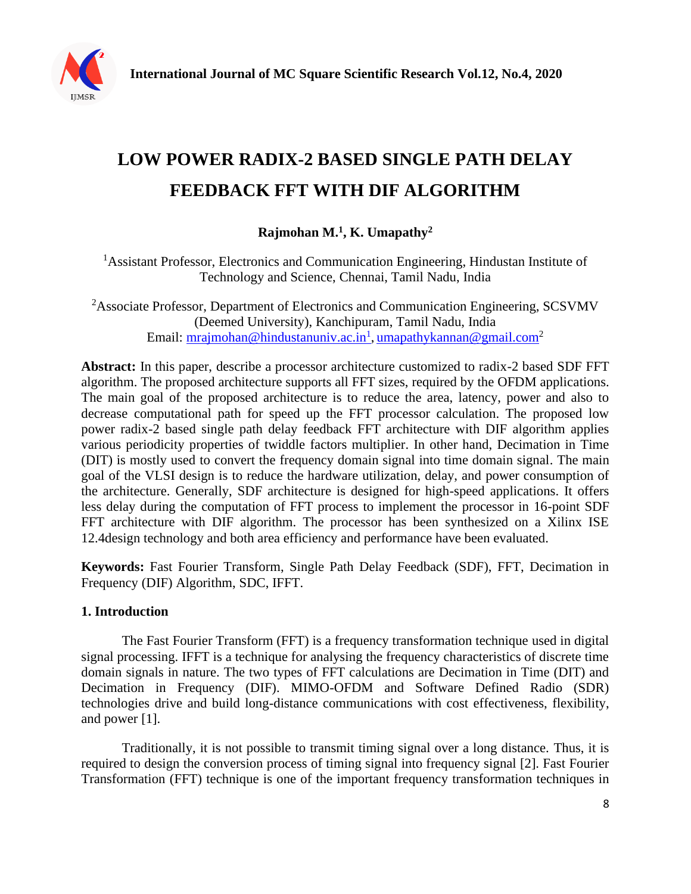# LOW POWER RADIX-2 BASED SINGLE PATH DELAY FEEDBACK FFT WITH DIF ALGORITHM

**Rajmohan M.[1], K. Umapathy[2]**

[1]Assistant Professor, Electronics and Communication Engineering, Hindustan Institute of Technology and Science, Chennai, Tamil Nadu, India

[2]Associate Professor, Department of Electronics and Communication Engineering, SCSVMV (Deemed University), Kanchipuram, Tamil Nadu, India
Email: mrajmohan@hindustanuniv.ac.in[1], umapathykannan@gmail.com[2]

**Abstract:** In this paper, describe a processor architecture customized to radix-2 based SDF FFT algorithm. The proposed architecture supports all FFT sizes, required by the OFDM applications. The main goal of the proposed architecture is to reduce the area, latency, power and also to decrease computational path for speed up the FFT processor calculation. The proposed low power radix-2 based single path delay feedback FFT architecture with DIF algorithm applies various periodicity properties of twiddle factors multiplier. In other hand, Decimation in Time (DIT) is mostly used to convert the frequency domain signal into time domain signal. The main goal of the VLSI design is to reduce the hardware utilization, delay, and power consumption of the architecture. Generally, SDF architecture is designed for high-speed applications. It offers less delay during the computation of FFT process to implement the processor in 16-point SDF FFT architecture with DIF algorithm. The processor has been synthesized on a Xilinx ISE 12.4design technology and both area efficiency and performance have been evaluated.

**Keywords:** Fast Fourier Transform, Single Path Delay Feedback (SDF), FFT, Decimation in Frequency (DIF) Algorithm, SDC, IFFT.

## 1. Introduction

The Fast Fourier Transform (FFT) is a frequency transformation technique used in digital signal processing. IFFT is a technique for analysing the frequency characteristics of discrete time domain signals in nature. The two types of FFT calculations are Decimation in Time (DIT) and Decimation in Frequency (DIF). MIMO-OFDM and Software Defined Radio (SDR) technologies drive and build long-distance communications with cost effectiveness, flexibility, and power [1].

Traditionally, it is not possible to transmit timing signal over a long distance. Thus, it is required to design the conversion process of timing signal into frequency signal [2]. Fast Fourier Transformation (FFT) technique is one of the important frequency transformation techniques in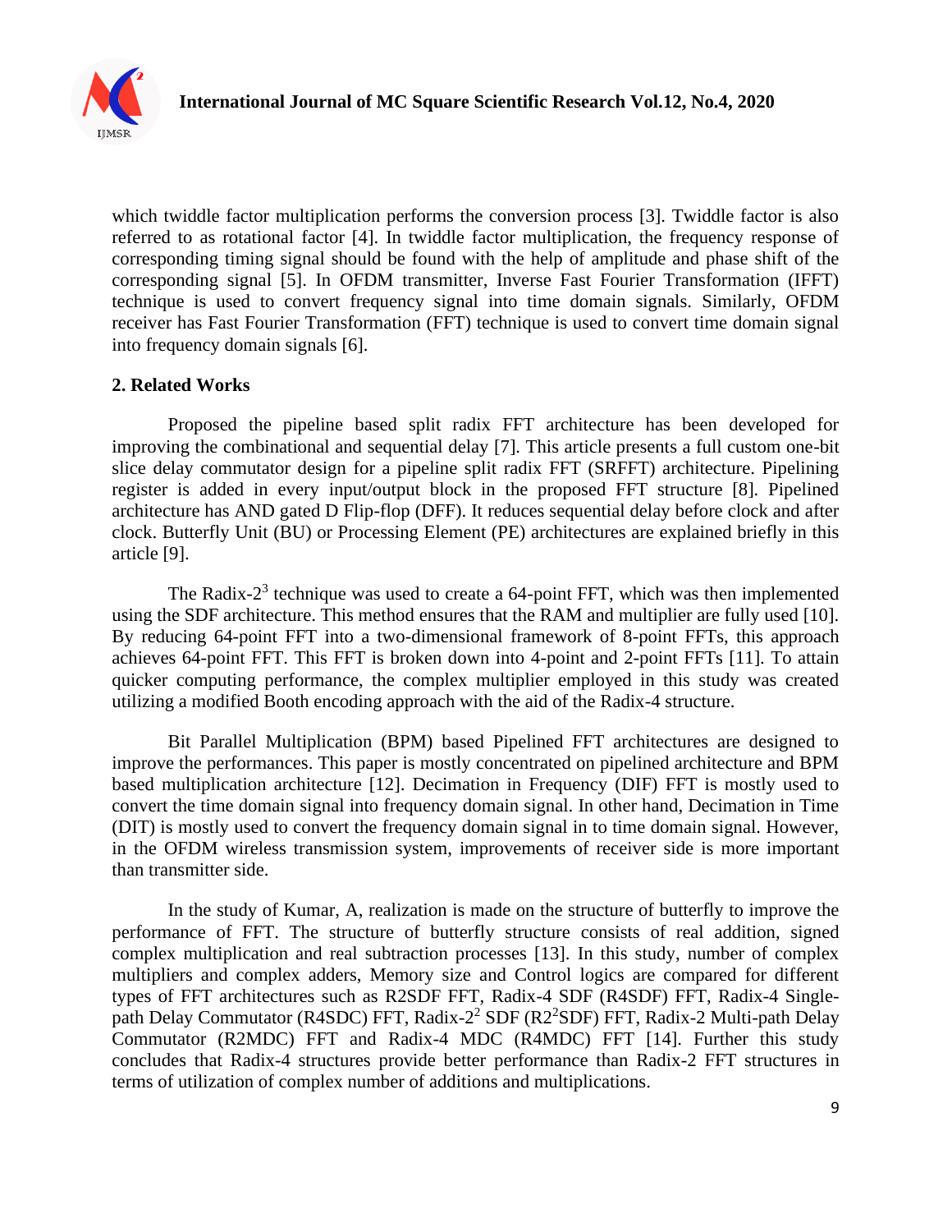which twiddle factor multiplication performs the conversion process [3]. Twiddle factor is also referred to as rotational factor [4]. In twiddle factor multiplication, the frequency response of corresponding timing signal should be found with the help of amplitude and phase shift of the corresponding signal [5]. In OFDM transmitter, Inverse Fast Fourier Transformation (IFFT) technique is used to convert frequency signal into time domain signals. Similarly, OFDM receiver has Fast Fourier Transformation (FFT) technique is used to convert time domain signal into frequency domain signals [6].

## 2. Related Works

Proposed the pipeline based split radix FFT architecture has been developed for improving the combinational and sequential delay [7]. This article presents a full custom one-bit slice delay commutator design for a pipeline split radix FFT (SRFFT) architecture. Pipelining register is added in every input/output block in the proposed FFT structure [8]. Pipelined architecture has AND gated D Flip-flop (DFF). It reduces sequential delay before clock and after clock. Butterfly Unit (BU) or Processing Element (PE) architectures are explained briefly in this article [9].

The Radix-$2^3$ technique was used to create a 64-point FFT, which was then implemented using the SDF architecture. This method ensures that the RAM and multiplier are fully used [10]. By reducing 64-point FFT into a two-dimensional framework of 8-point FFTs, this approach achieves 64-point FFT. This FFT is broken down into 4-point and 2-point FFTs [11]. To attain quicker computing performance, the complex multiplier employed in this study was created utilizing a modified Booth encoding approach with the aid of the Radix-4 structure.

Bit Parallel Multiplication (BPM) based Pipelined FFT architectures are designed to improve the performances. This paper is mostly concentrated on pipelined architecture and BPM based multiplication architecture [12]. Decimation in Frequency (DIF) FFT is mostly used to convert the time domain signal into frequency domain signal. In other hand, Decimation in Time (DIT) is mostly used to convert the frequency domain signal in to time domain signal. However, in the OFDM wireless transmission system, improvements of receiver side is more important than transmitter side.

In the study of Kumar, A, realization is made on the structure of butterfly to improve the performance of FFT. The structure of butterfly structure consists of real addition, signed complex multiplication and real subtraction processes [13]. In this study, number of complex multipliers and complex adders, Memory size and Control logics are compared for different types of FFT architectures such as R2SDF FFT, Radix-4 SDF (R4SDF) FFT, Radix-4 Single-path Delay Commutator (R4SDC) FFT, Radix-$2^2$ SDF (R$2^2$SDF) FFT, Radix-2 Multi-path Delay Commutator (R2MDC) FFT and Radix-4 MDC (R4MDC) FFT [14]. Further this study concludes that Radix-4 structures provide better performance than Radix-2 FFT structures in terms of utilization of complex number of additions and multiplications.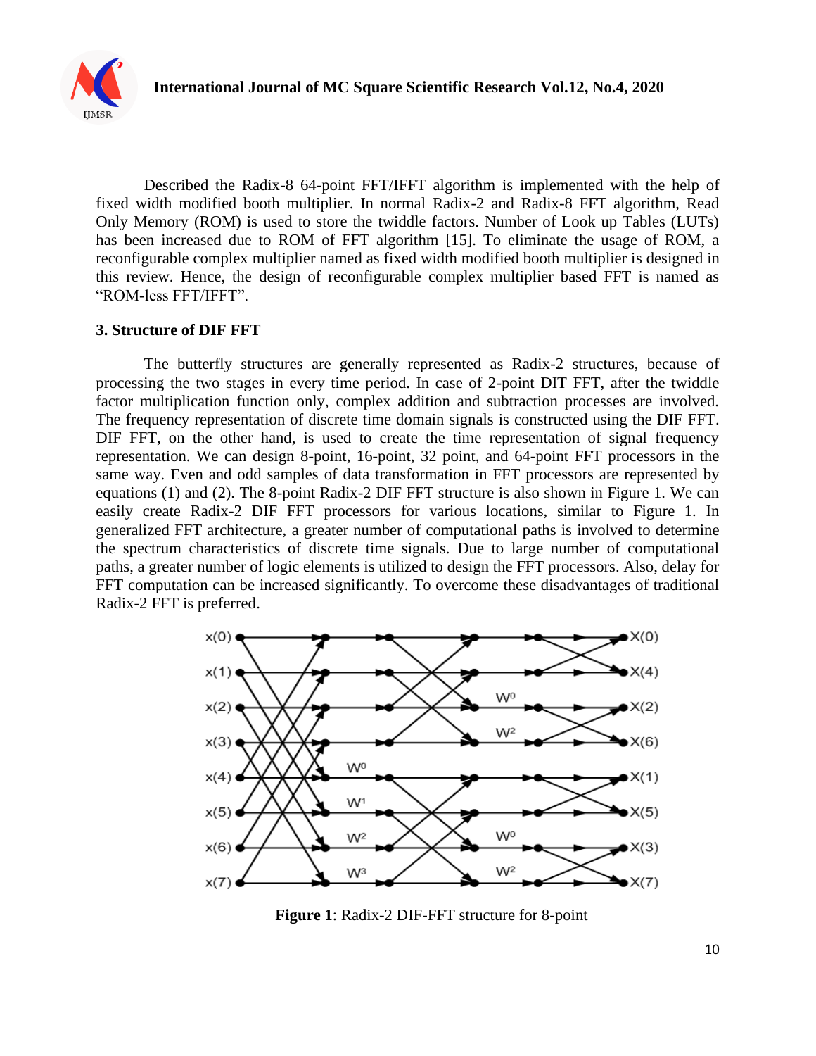Described the Radix-8 64-point FFT/IFFT algorithm is implemented with the help of fixed width modified booth multiplier. In normal Radix-2 and Radix-8 FFT algorithm, Read Only Memory (ROM) is used to store the twiddle factors. Number of Look up Tables (LUTs) has been increased due to ROM of FFT algorithm [15]. To eliminate the usage of ROM, a reconfigurable complex multiplier named as fixed width modified booth multiplier is designed in this review. Hence, the design of reconfigurable complex multiplier based FFT is named as "ROM-less FFT/IFFT".

### 3. Structure of DIF FFT

The butterfly structures are generally represented as Radix-2 structures, because of processing the two stages in every time period. In case of 2-point DIT FFT, after the twiddle factor multiplication function only, complex addition and subtraction processes are involved. The frequency representation of discrete time domain signals is constructed using the DIF FFT. DIF FFT, on the other hand, is used to create the time representation of signal frequency representation. We can design 8-point, 16-point, 32 point, and 64-point FFT processors in the same way. Even and odd samples of data transformation in FFT processors are represented by equations (1) and (2). The 8-point Radix-2 DIF FFT structure is also shown in Figure 1. We can easily create Radix-2 DIF FFT processors for various locations, similar to Figure 1. In generalized FFT architecture, a greater number of computational paths is involved to determine the spectrum characteristics of discrete time signals. Due to large number of computational paths, a greater number of logic elements is utilized to design the FFT processors. Also, delay for FFT computation can be increased significantly. To overcome these disadvantages of traditional Radix-2 FFT is preferred.

**Figure 1**: Radix-2 DIF-FFT structure for 8-point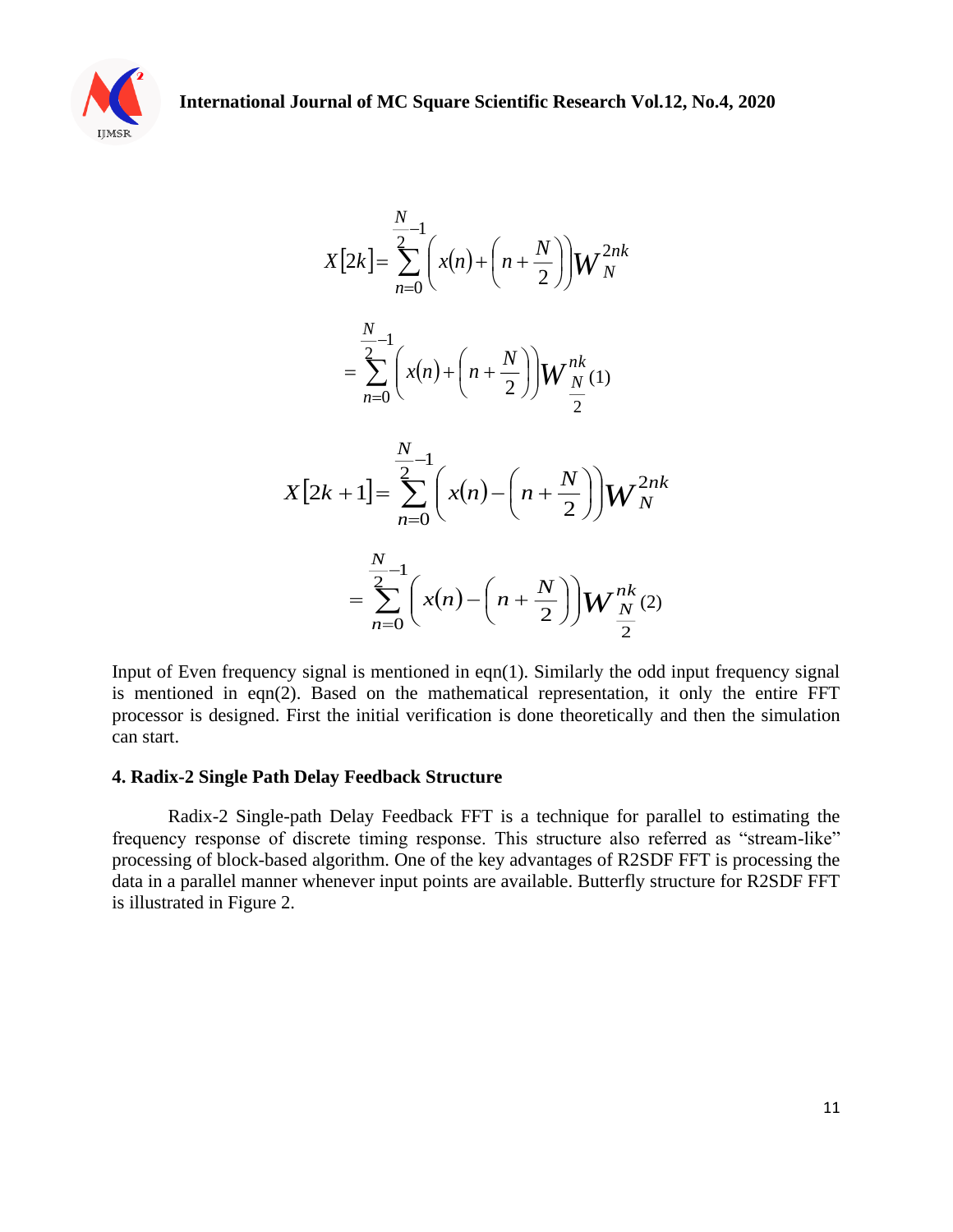$$X[2k] = \sum_{n=0}^{\frac{N}{2}-1} \left( x(n) + \left( n + \frac{N}{2} \right) \right) W_N^{2nk}$$

$$= \sum_{n=0}^{\frac{N}{2}-1} \left( x(n) + \left( n + \frac{N}{2} \right) \right) W_{\frac{N}{2}}^{nk} \quad (1)$$

$$X[2k+1] = \sum_{n=0}^{\frac{N}{2}-1} \left( x(n) - \left( n + \frac{N}{2} \right) \right) W_N^{2nk}$$

$$= \sum_{n=0}^{\frac{N}{2}-1} \left( x(n) - \left( n + \frac{N}{2} \right) \right) W_{\frac{N}{2}}^{nk} \quad (2)$$

Input of Even frequency signal is mentioned in eqn(1). Similarly the odd input frequency signal is mentioned in eqn(2). Based on the mathematical representation, it only the entire FFT processor is designed. First the initial verification is done theoretically and then the simulation can start.

### 4. Radix-2 Single Path Delay Feedback Structure

Radix-2 Single-path Delay Feedback FFT is a technique for parallel to estimating the frequency response of discrete timing response. This structure also referred as "stream-like" processing of block-based algorithm. One of the key advantages of R2SDF FFT is processing the data in a parallel manner whenever input points are available. Butterfly structure for R2SDF FFT is illustrated in Figure 2.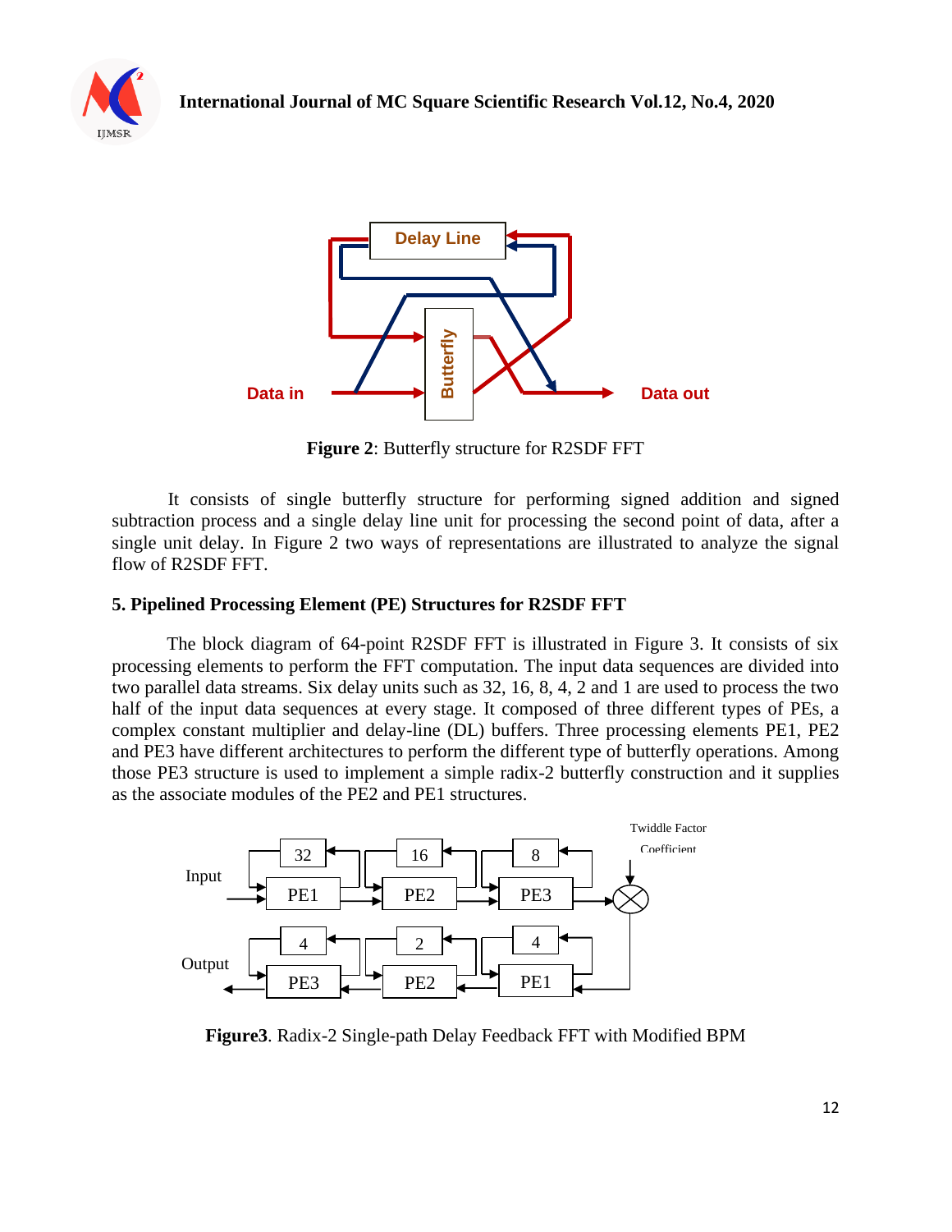**Figure 2**: Butterfly structure for R2SDF FFT

It consists of single butterfly structure for performing signed addition and signed subtraction process and a single delay line unit for processing the second point of data, after a single unit delay. In Figure 2 two ways of representations are illustrated to analyze the signal flow of R2SDF FFT.

## 5. Pipelined Processing Element (PE) Structures for R2SDF FFT

The block diagram of 64-point R2SDF FFT is illustrated in Figure 3. It consists of six processing elements to perform the FFT computation. The input data sequences are divided into two parallel data streams. Six delay units such as 32, 16, 8, 4, 2 and 1 are used to process the two half of the input data sequences at every stage. It composed of three different types of PEs, a complex constant multiplier and delay-line (DL) buffers. Three processing elements PE1, PE2 and PE3 have different architectures to perform the different type of butterfly operations. Among those PE3 structure is used to implement a simple radix-2 butterfly construction and it supplies as the associate modules of the PE2 and PE1 structures.

**Figure3**. Radix-2 Single-path Delay Feedback FFT with Modified BPM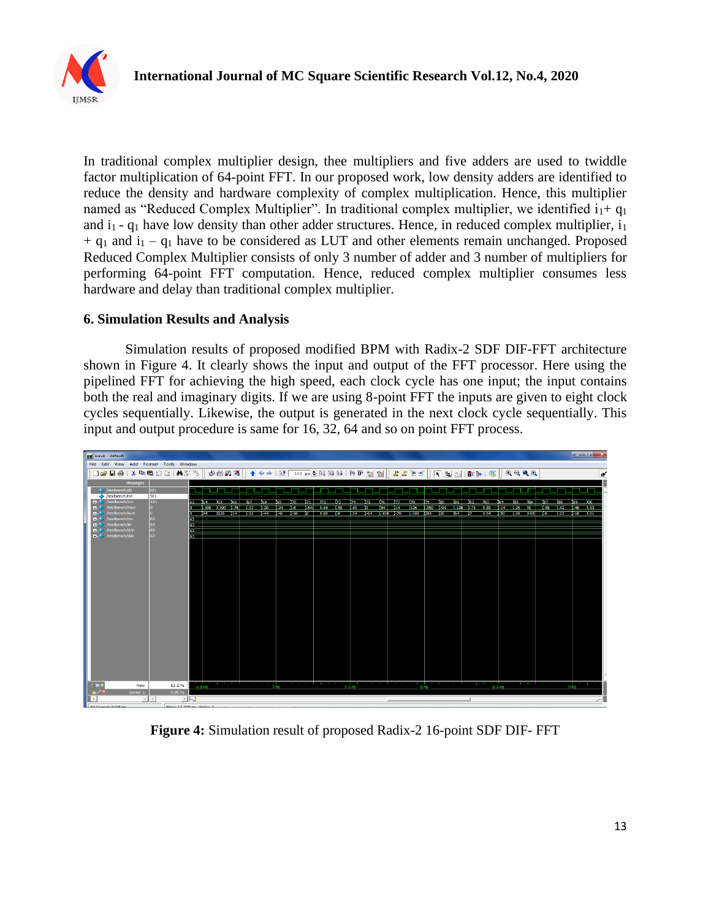In traditional complex multiplier design, thee multipliers and five adders are used to twiddle factor multiplication of 64-point FFT. In our proposed work, low density adders are identified to reduce the density and hardware complexity of complex multiplication. Hence, this multiplier named as "Reduced Complex Multiplier". In traditional complex multiplier, we identified $i_1 + q_1$ and $i_1 - q_1$ have low density than other adder structures. Hence, in reduced complex multiplier, $i_1 + q_1$ and $i_1 - q_1$ have to be considered as LUT and other elements remain unchanged. Proposed Reduced Complex Multiplier consists of only 3 number of adder and 3 number of multipliers for performing 64-point FFT computation. Hence, reduced complex multiplier consumes less hardware and delay than traditional complex multiplier.

## 6. Simulation Results and Analysis

Simulation results of proposed modified BPM with Radix-2 SDF DIF-FFT architecture shown in Figure 4. It clearly shows the input and output of the FFT processor. Here using the pipelined FFT for achieving the high speed, each clock cycle has one input; the input contains both the real and imaginary digits. If we are using 8-point FFT the inputs are given to eight clock cycles sequentially. Likewise, the output is generated in the next clock cycle sequentially. This input and output procedure is same for 16, 32, 64 and so on point FFT process.

**Figure 4:** Simulation result of proposed Radix-2 16-point SDF DIF- FFT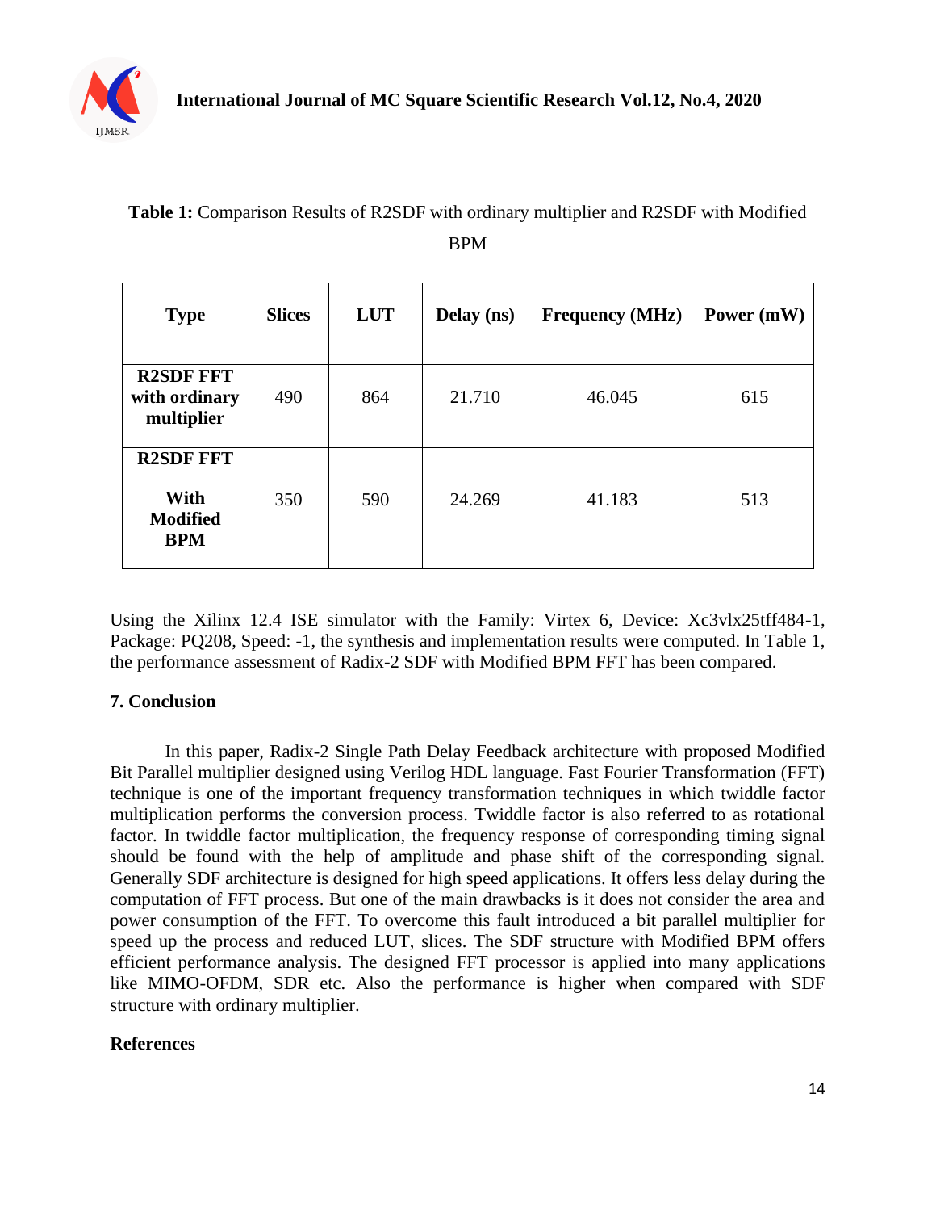**Table 1:** Comparison Results of R2SDF with ordinary multiplier and R2SDF with Modified BPM

| Type | Slices | LUT | Delay (ns) | Frequency (MHz) | Power (mW) |
|---|---|---|---|---|---|
| **R2SDF FFT with ordinary multiplier** | 490 | 864 | 21.710 | 46.045 | 615 |
| **R2SDF FFT With Modified BPM** | 350 | 590 | 24.269 | 41.183 | 513 |

Using the Xilinx 12.4 ISE simulator with the Family: Virtex 6, Device: Xc3vlx25tff484-1, Package: PQ208, Speed: -1, the synthesis and implementation results were computed. In Table 1, the performance assessment of Radix-2 SDF with Modified BPM FFT has been compared.

## 7. Conclusion

In this paper, Radix-2 Single Path Delay Feedback architecture with proposed Modified Bit Parallel multiplier designed using Verilog HDL language. Fast Fourier Transformation (FFT) technique is one of the important frequency transformation techniques in which twiddle factor multiplication performs the conversion process. Twiddle factor is also referred to as rotational factor. In twiddle factor multiplication, the frequency response of corresponding timing signal should be found with the help of amplitude and phase shift of the corresponding signal. Generally SDF architecture is designed for high speed applications. It offers less delay during the computation of FFT process. But one of the main drawbacks is it does not consider the area and power consumption of the FFT. To overcome this fault introduced a bit parallel multiplier for speed up the process and reduced LUT, slices. The SDF structure with Modified BPM offers efficient performance analysis. The designed FFT processor is applied into many applications like MIMO-OFDM, SDR etc. Also the performance is higher when compared with SDF structure with ordinary multiplier.

## References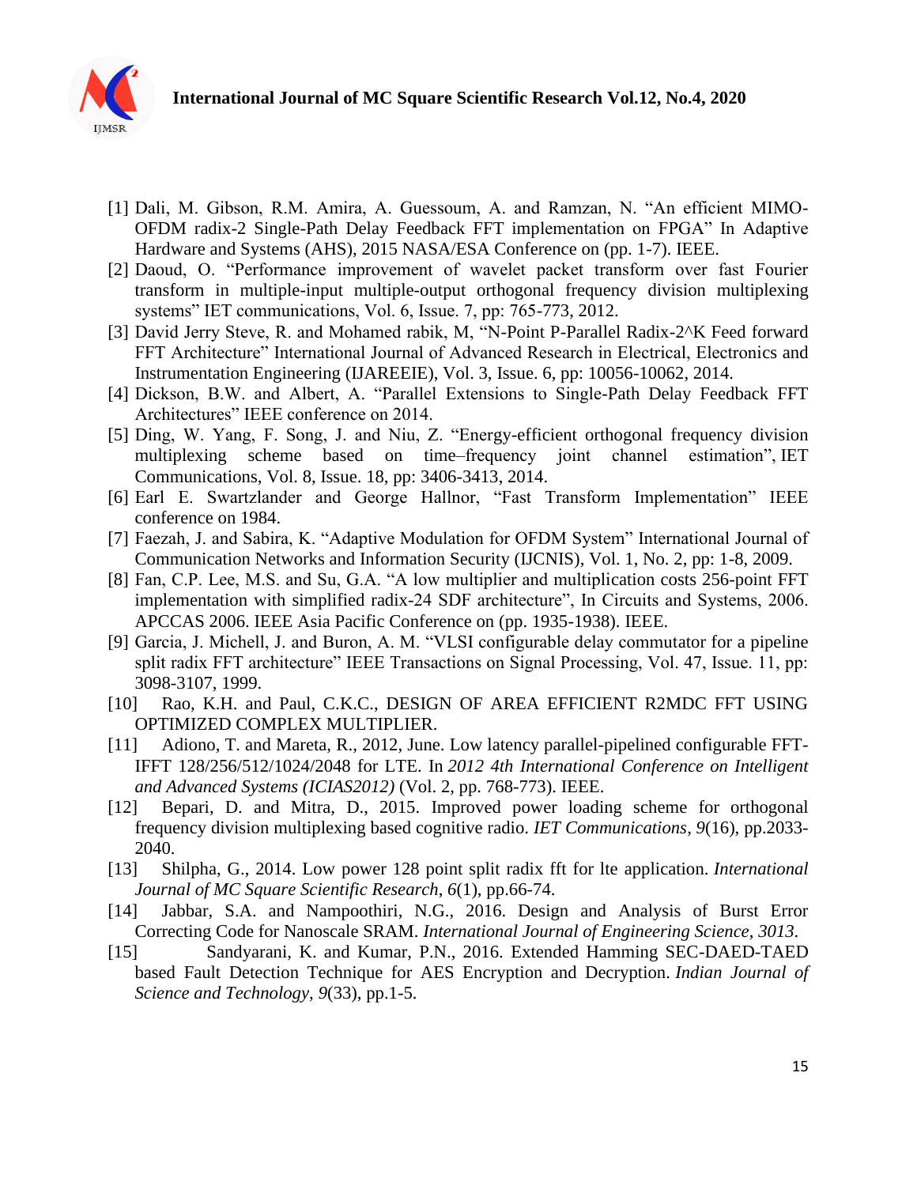[1] Dali, M. Gibson, R.M. Amira, A. Guessoum, A. and Ramzan, N. "An efficient MIMO-OFDM radix-2 Single-Path Delay Feedback FFT implementation on FPGA" In Adaptive Hardware and Systems (AHS), 2015 NASA/ESA Conference on (pp. 1-7). IEEE.

[2] Daoud, O. "Performance improvement of wavelet packet transform over fast Fourier transform in multiple-input multiple-output orthogonal frequency division multiplexing systems" IET communications, Vol. 6, Issue. 7, pp: 765-773, 2012.

[3] David Jerry Steve, R. and Mohamed rabik, M, "N-Point P-Parallel Radix-2^K Feed forward FFT Architecture" International Journal of Advanced Research in Electrical, Electronics and Instrumentation Engineering (IJAREEIE), Vol. 3, Issue. 6, pp: 10056-10062, 2014.

[4] Dickson, B.W. and Albert, A. "Parallel Extensions to Single-Path Delay Feedback FFT Architectures" IEEE conference on 2014.

[5] Ding, W. Yang, F. Song, J. and Niu, Z. "Energy-efficient orthogonal frequency division multiplexing scheme based on time–frequency joint channel estimation", IET Communications, Vol. 8, Issue. 18, pp: 3406-3413, 2014.

[6] Earl E. Swartzlander and George Hallnor, "Fast Transform Implementation" IEEE conference on 1984.

[7] Faezah, J. and Sabira, K. "Adaptive Modulation for OFDM System" International Journal of Communication Networks and Information Security (IJCNIS), Vol. 1, No. 2, pp: 1-8, 2009.

[8] Fan, C.P. Lee, M.S. and Su, G.A. "A low multiplier and multiplication costs 256-point FFT implementation with simplified radix-24 SDF architecture", In Circuits and Systems, 2006. APCCAS 2006. IEEE Asia Pacific Conference on (pp. 1935-1938). IEEE.

[9] Garcia, J. Michell, J. and Buron, A. M. "VLSI configurable delay commutator for a pipeline split radix FFT architecture" IEEE Transactions on Signal Processing, Vol. 47, Issue. 11, pp: 3098-3107, 1999.

[10] Rao, K.H. and Paul, C.K.C., DESIGN OF AREA EFFICIENT R2MDC FFT USING OPTIMIZED COMPLEX MULTIPLIER.

[11] Adiono, T. and Mareta, R., 2012, June. Low latency parallel-pipelined configurable FFT-IFFT 128/256/512/1024/2048 for LTE. In *2012 4th International Conference on Intelligent and Advanced Systems (ICIAS2012)* (Vol. 2, pp. 768-773). IEEE.

[12] Bepari, D. and Mitra, D., 2015. Improved power loading scheme for orthogonal frequency division multiplexing based cognitive radio. *IET Communications*, *9*(16), pp.2033-2040.

[13] Shilpha, G., 2014. Low power 128 point split radix fft for lte application. *International Journal of MC Square Scientific Research*, *6*(1), pp.66-74.

[14] Jabbar, S.A. and Nampoothiri, N.G., 2016. Design and Analysis of Burst Error Correcting Code for Nanoscale SRAM. *International Journal of Engineering Science*, *3013*.

[15] Sandyarani, K. and Kumar, P.N., 2016. Extended Hamming SEC-DAED-TAED based Fault Detection Technique for AES Encryption and Decryption. *Indian Journal of Science and Technology*, *9*(33), pp.1-5.